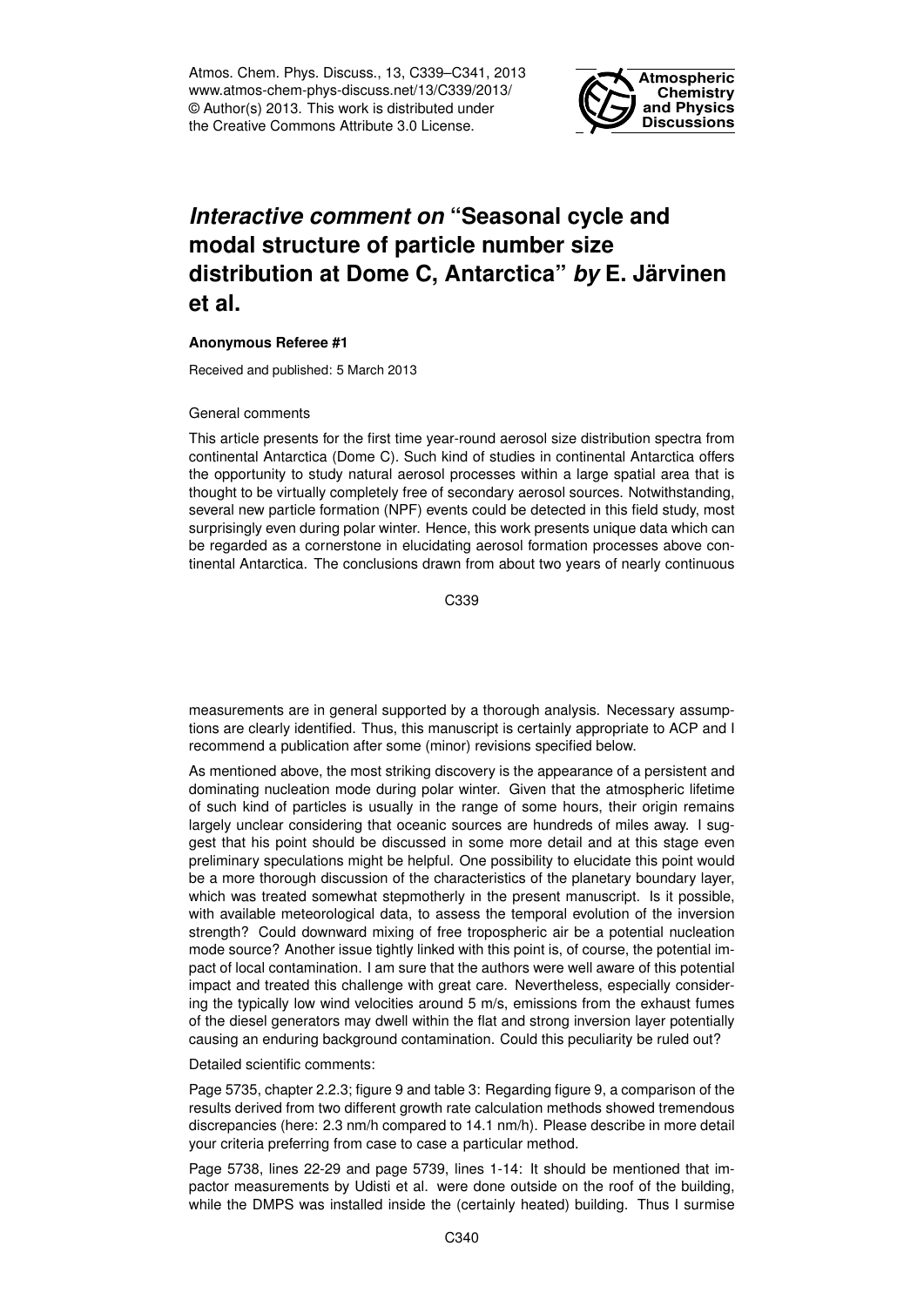# *Interactive comment on* "Seasonal cycle and modal structure of particle number size distribution at Dome C, Antarctica" *by* E. Järvinen et al.

**Anonymous Referee #1**

Received and published: 5 March 2013

General comments

This article presents for the first time year-round aerosol size distribution spectra from continental Antarctica (Dome C). Such kind of studies in continental Antarctica offers the opportunity to study natural aerosol processes within a large spatial area that is thought to be virtually completely free of secondary aerosol sources. Notwithstanding, several new particle formation (NPF) events could be detected in this field study, most surprisingly even during polar winter. Hence, this work presents unique data which can be regarded as a cornerstone in elucidating aerosol formation processes above continental Antarctica. The conclusions drawn from about two years of nearly continuous measurements are in general supported by a thorough analysis. Necessary assumptions are clearly identified. Thus, this manuscript is certainly appropriate to ACP and I recommend a publication after some (minor) revisions specified below.

As mentioned above, the most striking discovery is the appearance of a persistent and dominating nucleation mode during polar winter. Given that the atmospheric lifetime of such kind of particles is usually in the range of some hours, their origin remains largely unclear considering that oceanic sources are hundreds of miles away. I suggest that his point should be discussed in some more detail and at this stage even preliminary speculations might be helpful. One possibility to elucidate this point would be a more thorough discussion of the characteristics of the planetary boundary layer, which was treated somewhat stepmotherly in the present manuscript. Is it possible, with available meteorological data, to assess the temporal evolution of the inversion strength? Could downward mixing of free tropospheric air be a potential nucleation mode source? Another issue tightly linked with this point is, of course, the potential impact of local contamination. I am sure that the authors were well aware of this potential impact and treated this challenge with great care. Nevertheless, especially considering the typically low wind velocities around 5 m/s, emissions from the exhaust fumes of the diesel generators may dwell within the flat and strong inversion layer potentially causing an enduring background contamination. Could this peculiarity be ruled out?

Detailed scientific comments:

Page 5735, chapter 2.2.3; figure 9 and table 3: Regarding figure 9, a comparison of the results derived from two different growth rate calculation methods showed tremendous discrepancies (here: 2.3 nm/h compared to 14.1 nm/h). Please describe in more detail your criteria preferring from case to case a particular method.

Page 5738, lines 22-29 and page 5739, lines 1-14: It should be mentioned that impactor measurements by Udisti et al. were done outside on the roof of the building, while the DMPS was installed inside the (certainly heated) building. Thus I surmise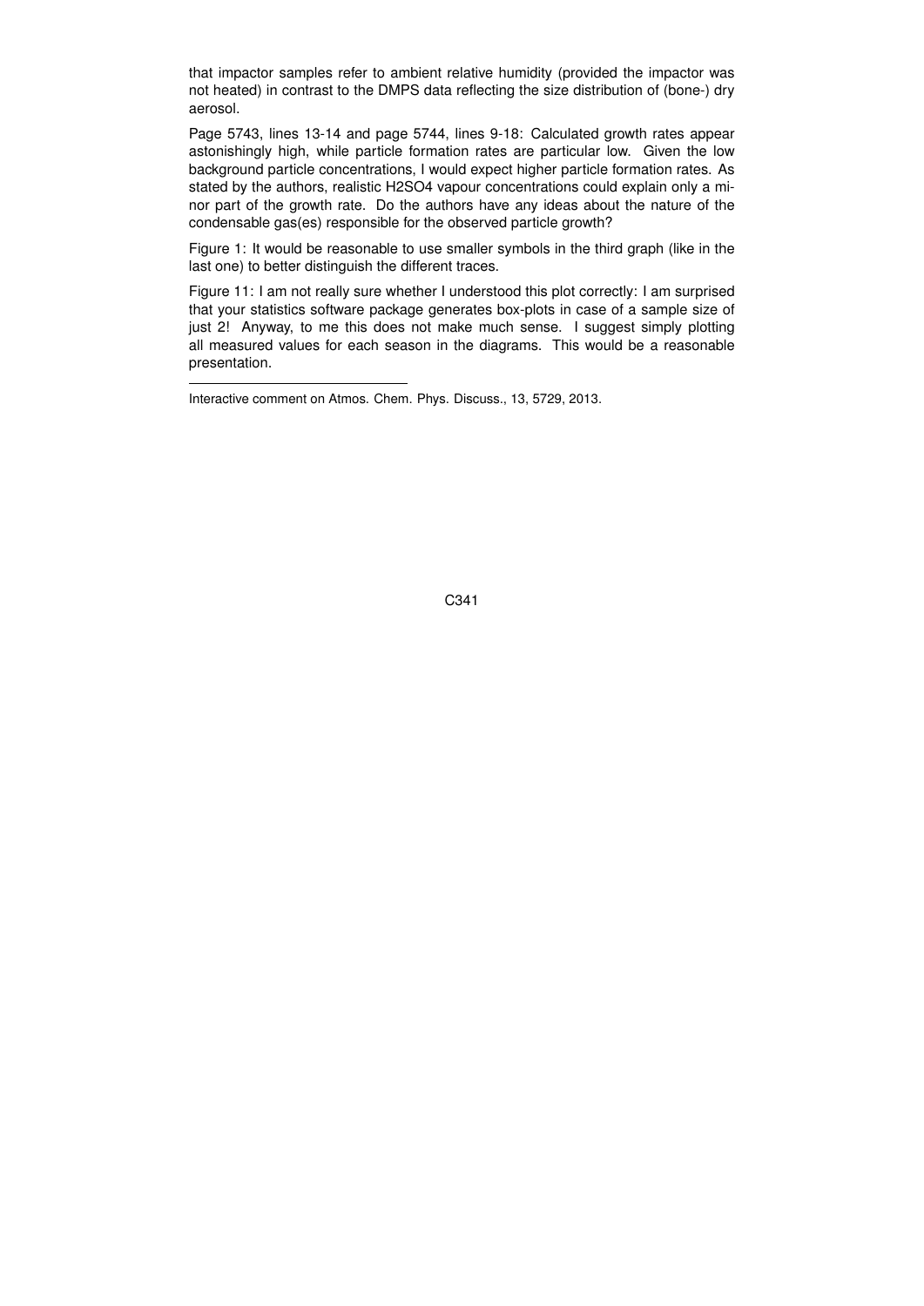that impactor samples refer to ambient relative humidity (provided the impactor was not heated) in contrast to the DMPS data reflecting the size distribution of (bone-) dry aerosol.

Page 5743, lines 13-14 and page 5744, lines 9-18: Calculated growth rates appear astonishingly high, while particle formation rates are particular low. Given the low background particle concentrations, I would expect higher particle formation rates. As stated by the authors, realistic $H_2SO_4$ vapour concentrations could explain only a minor part of the growth rate. Do the authors have any ideas about the nature of the condensable gas(es) responsible for the observed particle growth?

Figure 1: It would be reasonable to use smaller symbols in the third graph (like in the last one) to better distinguish the different traces.

Figure 11: I am not really sure whether I understood this plot correctly: I am surprised that your statistics software package generates box-plots in case of a sample size of just 2! Anyway, to me this does not make much sense. I suggest simply plotting all measured values for each season in the diagrams. This would be a reasonable presentation.

---

Interactive comment on Atmos. Chem. Phys. Discuss., 13, 5729, 2013.